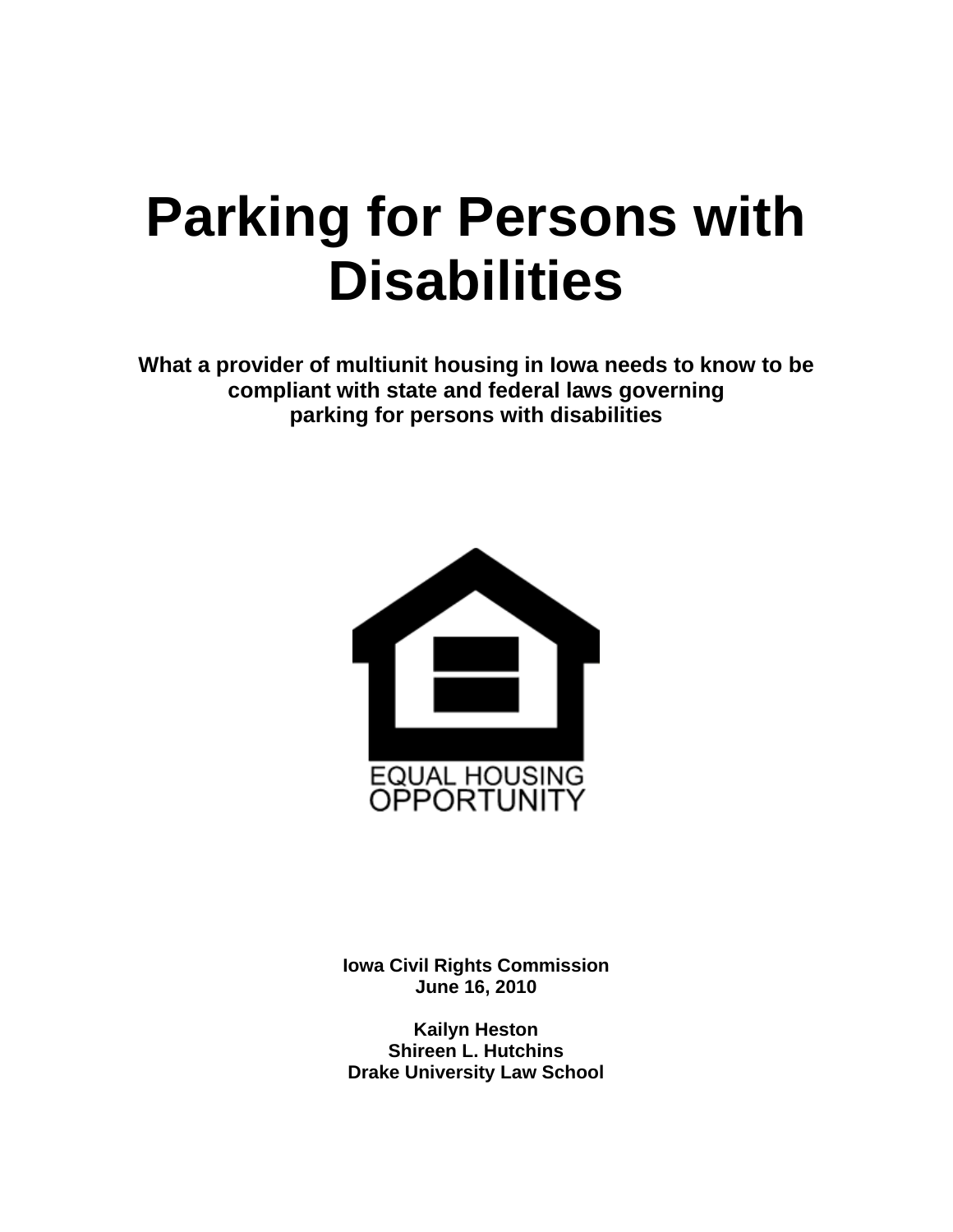# Parking for Persons with Disabilities

**What a provider of multiunit housing in Iowa needs to know to be compliant with state and federal laws governing parking for persons with disabilities**

EQUAL HOUSING OPPORTUNITY

**Iowa Civil Rights Commission**
**June 16, 2010**

**Kailyn Heston**
**Shireen L. Hutchins**
**Drake University Law School**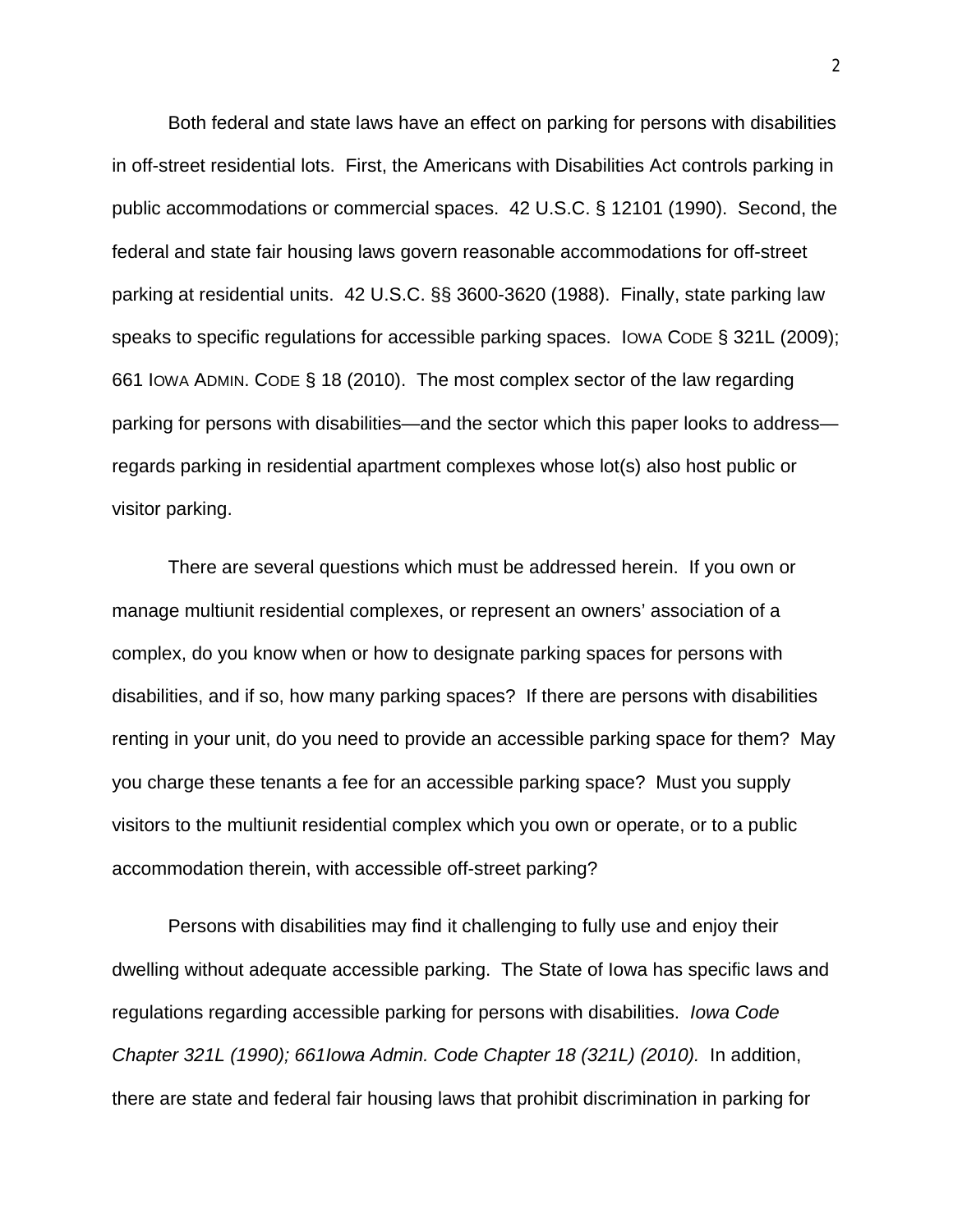Both federal and state laws have an effect on parking for persons with disabilities in off-street residential lots. First, the Americans with Disabilities Act controls parking in public accommodations or commercial spaces. 42 U.S.C. § 12101 (1990). Second, the federal and state fair housing laws govern reasonable accommodations for off-street parking at residential units. 42 U.S.C. §§ 3600-3620 (1988). Finally, state parking law speaks to specific regulations for accessible parking spaces. IOWA CODE § 321L (2009); 661 IOWA ADMIN. CODE § 18 (2010). The most complex sector of the law regarding parking for persons with disabilities—and the sector which this paper looks to address—regards parking in residential apartment complexes whose lot(s) also host public or visitor parking.

There are several questions which must be addressed herein. If you own or manage multiunit residential complexes, or represent an owners' association of a complex, do you know when or how to designate parking spaces for persons with disabilities, and if so, how many parking spaces? If there are persons with disabilities renting in your unit, do you need to provide an accessible parking space for them? May you charge these tenants a fee for an accessible parking space? Must you supply visitors to the multiunit residential complex which you own or operate, or to a public accommodation therein, with accessible off-street parking?

Persons with disabilities may find it challenging to fully use and enjoy their dwelling without adequate accessible parking. The State of Iowa has specific laws and regulations regarding accessible parking for persons with disabilities. *Iowa Code Chapter 321L (1990); 661Iowa Admin. Code Chapter 18 (321L) (2010).* In addition, there are state and federal fair housing laws that prohibit discrimination in parking for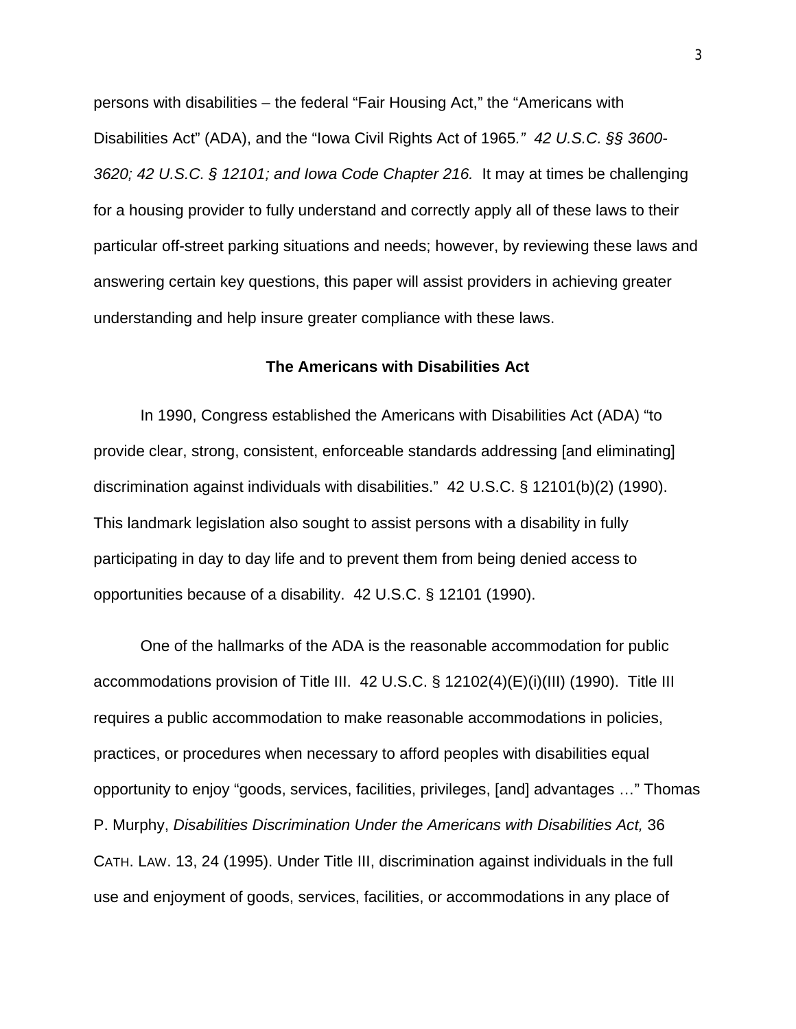persons with disabilities – the federal "Fair Housing Act," the "Americans with Disabilities Act" (ADA), and the "Iowa Civil Rights Act of 1965*." 42 U.S.C. §§ 3600-3620; 42 U.S.C. § 12101; and Iowa Code Chapter 216.* It may at times be challenging for a housing provider to fully understand and correctly apply all of these laws to their particular off-street parking situations and needs; however, by reviewing these laws and answering certain key questions, this paper will assist providers in achieving greater understanding and help insure greater compliance with these laws.

## The Americans with Disabilities Act

In 1990, Congress established the Americans with Disabilities Act (ADA) "to provide clear, strong, consistent, enforceable standards addressing [and eliminating] discrimination against individuals with disabilities." 42 U.S.C. § 12101(b)(2) (1990). This landmark legislation also sought to assist persons with a disability in fully participating in day to day life and to prevent them from being denied access to opportunities because of a disability. 42 U.S.C. § 12101 (1990).

One of the hallmarks of the ADA is the reasonable accommodation for public accommodations provision of Title III. 42 U.S.C. § 12102(4)(E)(i)(III) (1990). Title III requires a public accommodation to make reasonable accommodations in policies, practices, or procedures when necessary to afford peoples with disabilities equal opportunity to enjoy "goods, services, facilities, privileges, [and] advantages …" Thomas P. Murphy, *Disabilities Discrimination Under the Americans with Disabilities Act,* 36 CATH. LAW. 13, 24 (1995). Under Title III, discrimination against individuals in the full use and enjoyment of goods, services, facilities, or accommodations in any place of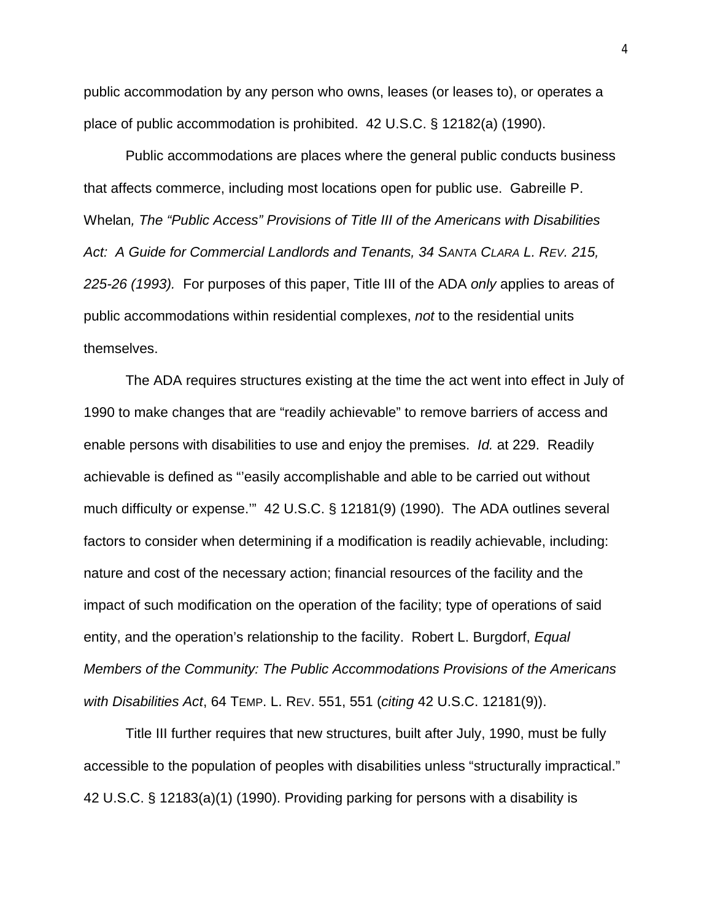public accommodation by any person who owns, leases (or leases to), or operates a place of public accommodation is prohibited. 42 U.S.C. § 12182(a) (1990).

Public accommodations are places where the general public conducts business that affects commerce, including most locations open for public use. Gabreille P. Whelan*, The "Public Access" Provisions of Title III of the Americans with Disabilities Act: A Guide for Commercial Landlords and Tenants, 34 SANTA CLARA L. REV. 215, 225-26 (1993).* For purposes of this paper, Title III of the ADA *only* applies to areas of public accommodations within residential complexes, *not* to the residential units themselves.

The ADA requires structures existing at the time the act went into effect in July of 1990 to make changes that are "readily achievable" to remove barriers of access and enable persons with disabilities to use and enjoy the premises. *Id.* at 229. Readily achievable is defined as "'easily accomplishable and able to be carried out without much difficulty or expense.'" 42 U.S.C. § 12181(9) (1990). The ADA outlines several factors to consider when determining if a modification is readily achievable, including: nature and cost of the necessary action; financial resources of the facility and the impact of such modification on the operation of the facility; type of operations of said entity, and the operation's relationship to the facility. Robert L. Burgdorf, *Equal Members of the Community: The Public Accommodations Provisions of the Americans with Disabilities Act*, 64 TEMP. L. REV. 551, 551 (*citing* 42 U.S.C. 12181(9)).

Title III further requires that new structures, built after July, 1990, must be fully accessible to the population of peoples with disabilities unless "structurally impractical." 42 U.S.C. § 12183(a)(1) (1990). Providing parking for persons with a disability is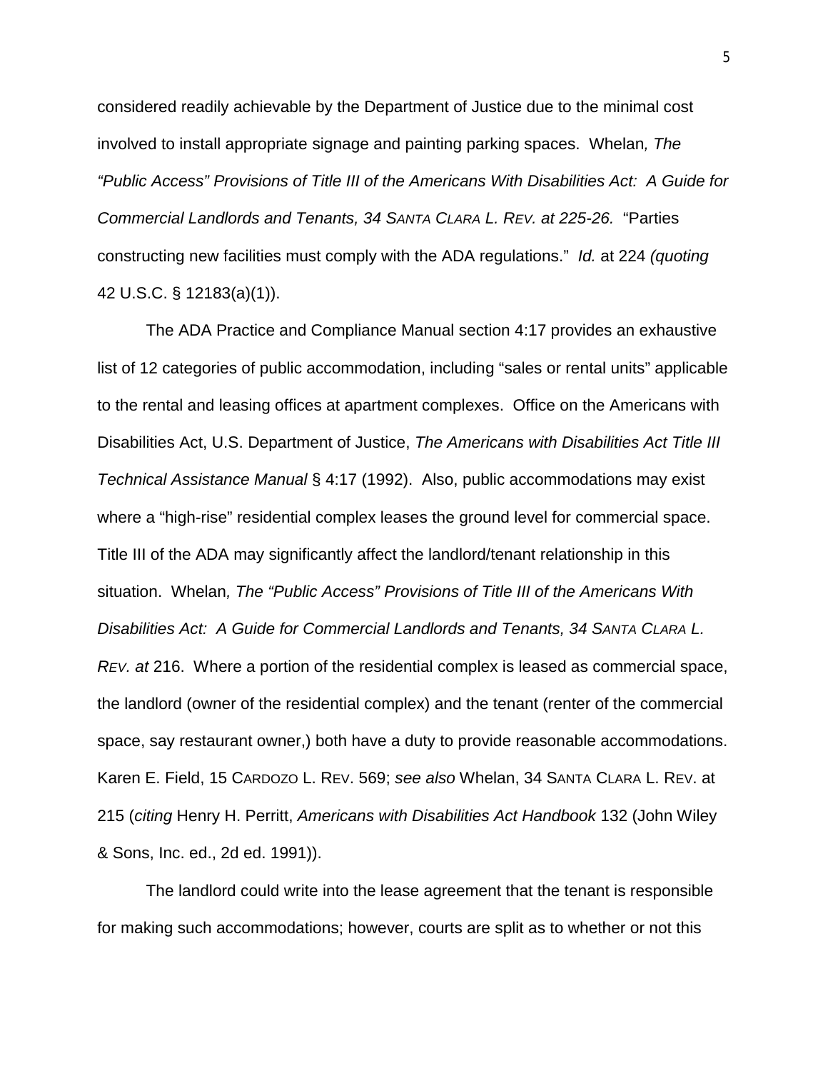considered readily achievable by the Department of Justice due to the minimal cost involved to install appropriate signage and painting parking spaces. Whelan*, The "Public Access" Provisions of Title III of the Americans With Disabilities Act: A Guide for Commercial Landlords and Tenants, 34 SANTA CLARA L. REV. at 225-26.* "Parties constructing new facilities must comply with the ADA regulations." *Id.* at 224 *(quoting* 42 U.S.C. § 12183(a)(1)).

The ADA Practice and Compliance Manual section 4:17 provides an exhaustive list of 12 categories of public accommodation, including "sales or rental units" applicable to the rental and leasing offices at apartment complexes. Office on the Americans with Disabilities Act, U.S. Department of Justice, *The Americans with Disabilities Act Title III Technical Assistance Manual* § 4:17 (1992). Also, public accommodations may exist where a "high-rise" residential complex leases the ground level for commercial space. Title III of the ADA may significantly affect the landlord/tenant relationship in this situation. Whelan*, The "Public Access" Provisions of Title III of the Americans With Disabilities Act: A Guide for Commercial Landlords and Tenants, 34 SANTA CLARA L. REV. at* 216. Where a portion of the residential complex is leased as commercial space, the landlord (owner of the residential complex) and the tenant (renter of the commercial space, say restaurant owner,) both have a duty to provide reasonable accommodations. Karen E. Field, 15 CARDOZO L. REV. 569; *see also* Whelan, 34 SANTA CLARA L. REV. at 215 (*citing* Henry H. Perritt, *Americans with Disabilities Act Handbook* 132 (John Wiley & Sons, Inc. ed., 2d ed. 1991)).

The landlord could write into the lease agreement that the tenant is responsible for making such accommodations; however, courts are split as to whether or not this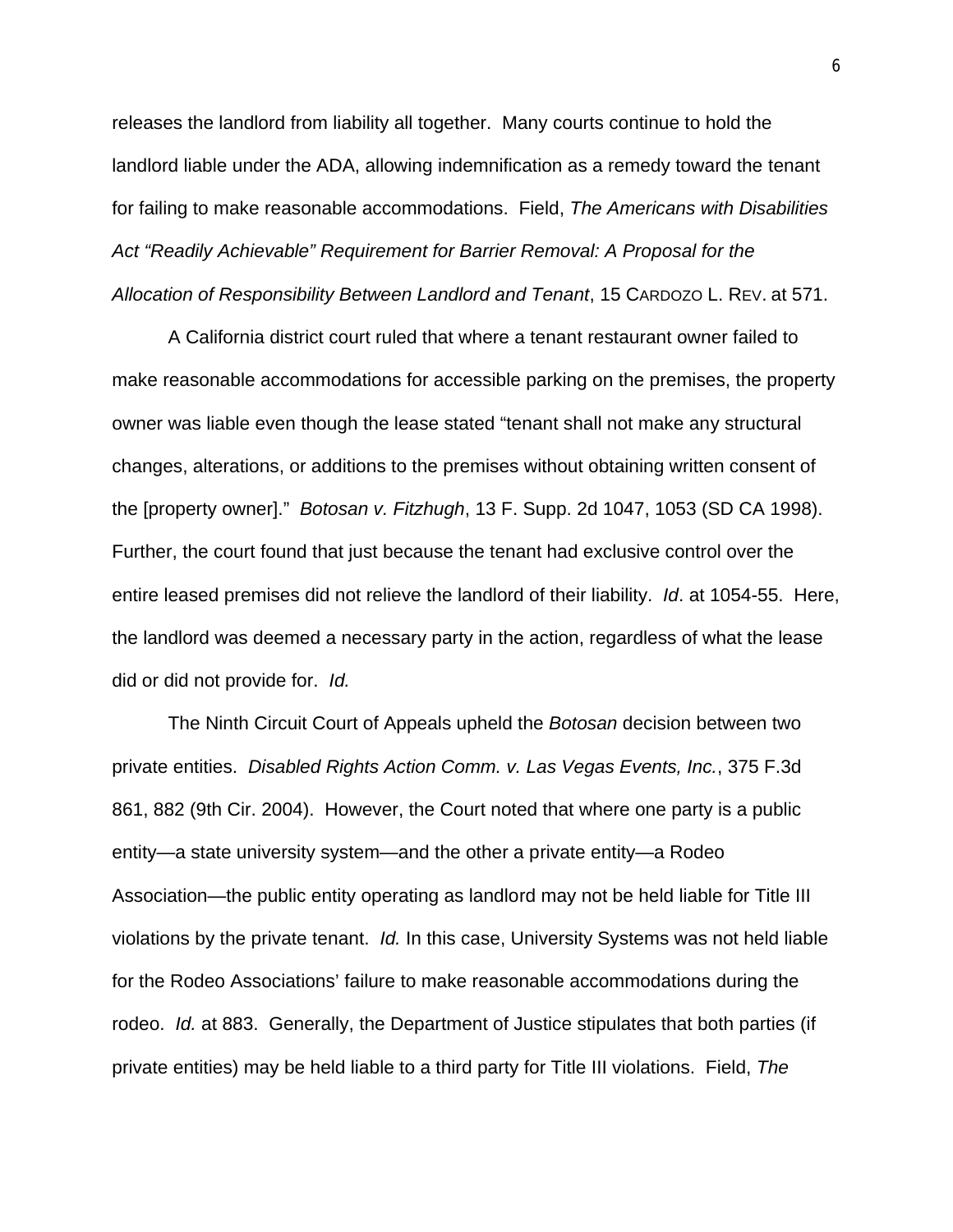releases the landlord from liability all together. Many courts continue to hold the landlord liable under the ADA, allowing indemnification as a remedy toward the tenant for failing to make reasonable accommodations. Field, *The Americans with Disabilities Act "Readily Achievable" Requirement for Barrier Removal: A Proposal for the Allocation of Responsibility Between Landlord and Tenant*, 15 CARDOZO L. REV. at 571.

A California district court ruled that where a tenant restaurant owner failed to make reasonable accommodations for accessible parking on the premises, the property owner was liable even though the lease stated "tenant shall not make any structural changes, alterations, or additions to the premises without obtaining written consent of the [property owner]." *Botosan v. Fitzhugh*, 13 F. Supp. 2d 1047, 1053 (SD CA 1998). Further, the court found that just because the tenant had exclusive control over the entire leased premises did not relieve the landlord of their liability. *Id*. at 1054-55. Here, the landlord was deemed a necessary party in the action, regardless of what the lease did or did not provide for. *Id.*

The Ninth Circuit Court of Appeals upheld the *Botosan* decision between two private entities. *Disabled Rights Action Comm. v. Las Vegas Events, Inc.*, 375 F.3d 861, 882 (9th Cir. 2004). However, the Court noted that where one party is a public entity—a state university system—and the other a private entity—a Rodeo Association—the public entity operating as landlord may not be held liable for Title III violations by the private tenant. *Id.* In this case, University Systems was not held liable for the Rodeo Associations' failure to make reasonable accommodations during the rodeo. *Id.* at 883. Generally, the Department of Justice stipulates that both parties (if private entities) may be held liable to a third party for Title III violations. Field, *The*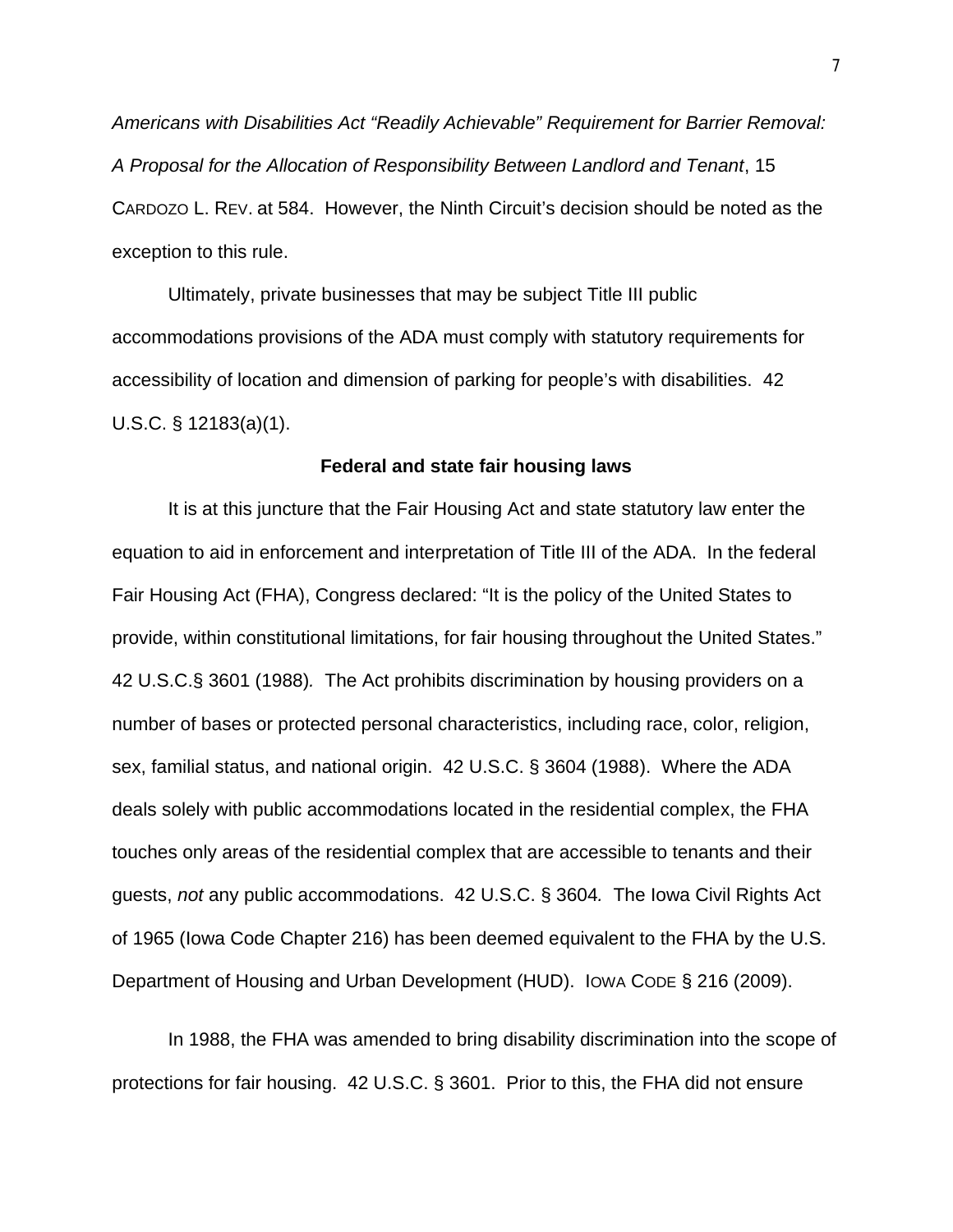*Americans with Disabilities Act "Readily Achievable" Requirement for Barrier Removal: A Proposal for the Allocation of Responsibility Between Landlord and Tenant*, 15 CARDOZO L. REV. at 584. However, the Ninth Circuit's decision should be noted as the exception to this rule.

Ultimately, private businesses that may be subject Title III public accommodations provisions of the ADA must comply with statutory requirements for accessibility of location and dimension of parking for people's with disabilities. 42 U.S.C. § 12183(a)(1).

**Federal and state fair housing laws**

It is at this juncture that the Fair Housing Act and state statutory law enter the equation to aid in enforcement and interpretation of Title III of the ADA. In the federal Fair Housing Act (FHA), Congress declared: "It is the policy of the United States to provide, within constitutional limitations, for fair housing throughout the United States." 42 U.S.C.§ 3601 (1988). The Act prohibits discrimination by housing providers on a number of bases or protected personal characteristics, including race, color, religion, sex, familial status, and national origin. 42 U.S.C. § 3604 (1988). Where the ADA deals solely with public accommodations located in the residential complex, the FHA touches only areas of the residential complex that are accessible to tenants and their guests, *not* any public accommodations. 42 U.S.C. § 3604. The Iowa Civil Rights Act of 1965 (Iowa Code Chapter 216) has been deemed equivalent to the FHA by the U.S. Department of Housing and Urban Development (HUD). IOWA CODE § 216 (2009).

In 1988, the FHA was amended to bring disability discrimination into the scope of protections for fair housing. 42 U.S.C. § 3601. Prior to this, the FHA did not ensure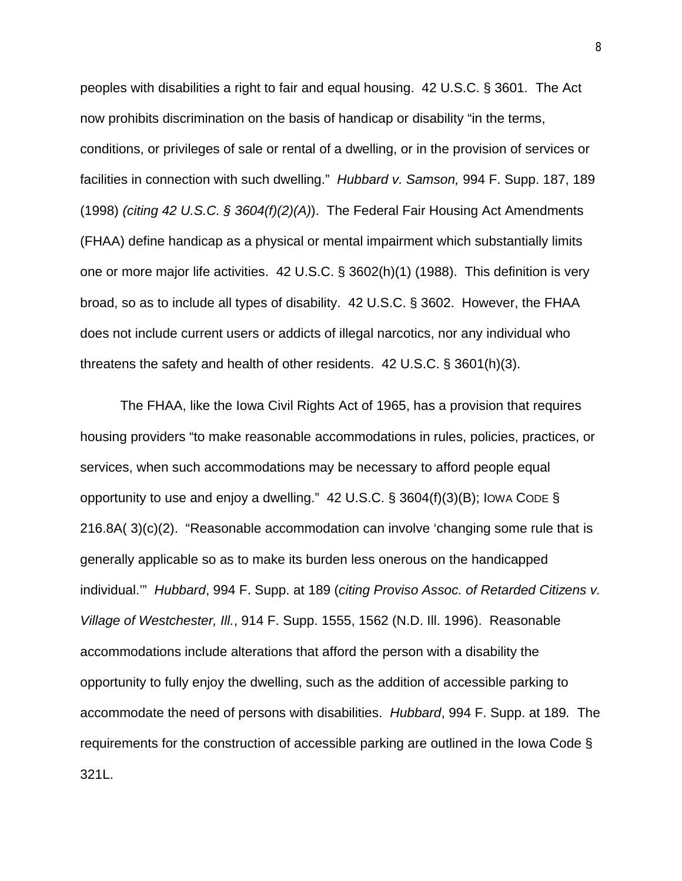peoples with disabilities a right to fair and equal housing. 42 U.S.C. § 3601. The Act now prohibits discrimination on the basis of handicap or disability "in the terms, conditions, or privileges of sale or rental of a dwelling, or in the provision of services or facilities in connection with such dwelling." *Hubbard v. Samson,* 994 F. Supp. 187, 189 (1998) *(citing 42 U.S.C. § 3604(f)(2)(A)*). The Federal Fair Housing Act Amendments (FHAA) define handicap as a physical or mental impairment which substantially limits one or more major life activities. 42 U.S.C. § 3602(h)(1) (1988). This definition is very broad, so as to include all types of disability. 42 U.S.C. § 3602. However, the FHAA does not include current users or addicts of illegal narcotics, nor any individual who threatens the safety and health of other residents. 42 U.S.C. § 3601(h)(3).

The FHAA, like the Iowa Civil Rights Act of 1965, has a provision that requires housing providers "to make reasonable accommodations in rules, policies, practices, or services, when such accommodations may be necessary to afford people equal opportunity to use and enjoy a dwelling." 42 U.S.C. § 3604(f)(3)(B); IOWA CODE § 216.8A( 3)(c)(2). "Reasonable accommodation can involve 'changing some rule that is generally applicable so as to make its burden less onerous on the handicapped individual.'" *Hubbard*, 994 F. Supp. at 189 (*citing Proviso Assoc. of Retarded Citizens v. Village of Westchester, Ill.*, 914 F. Supp. 1555, 1562 (N.D. Ill. 1996). Reasonable accommodations include alterations that afford the person with a disability the opportunity to fully enjoy the dwelling, such as the addition of accessible parking to accommodate the need of persons with disabilities. *Hubbard*, 994 F. Supp. at 189. The requirements for the construction of accessible parking are outlined in the Iowa Code § 321L.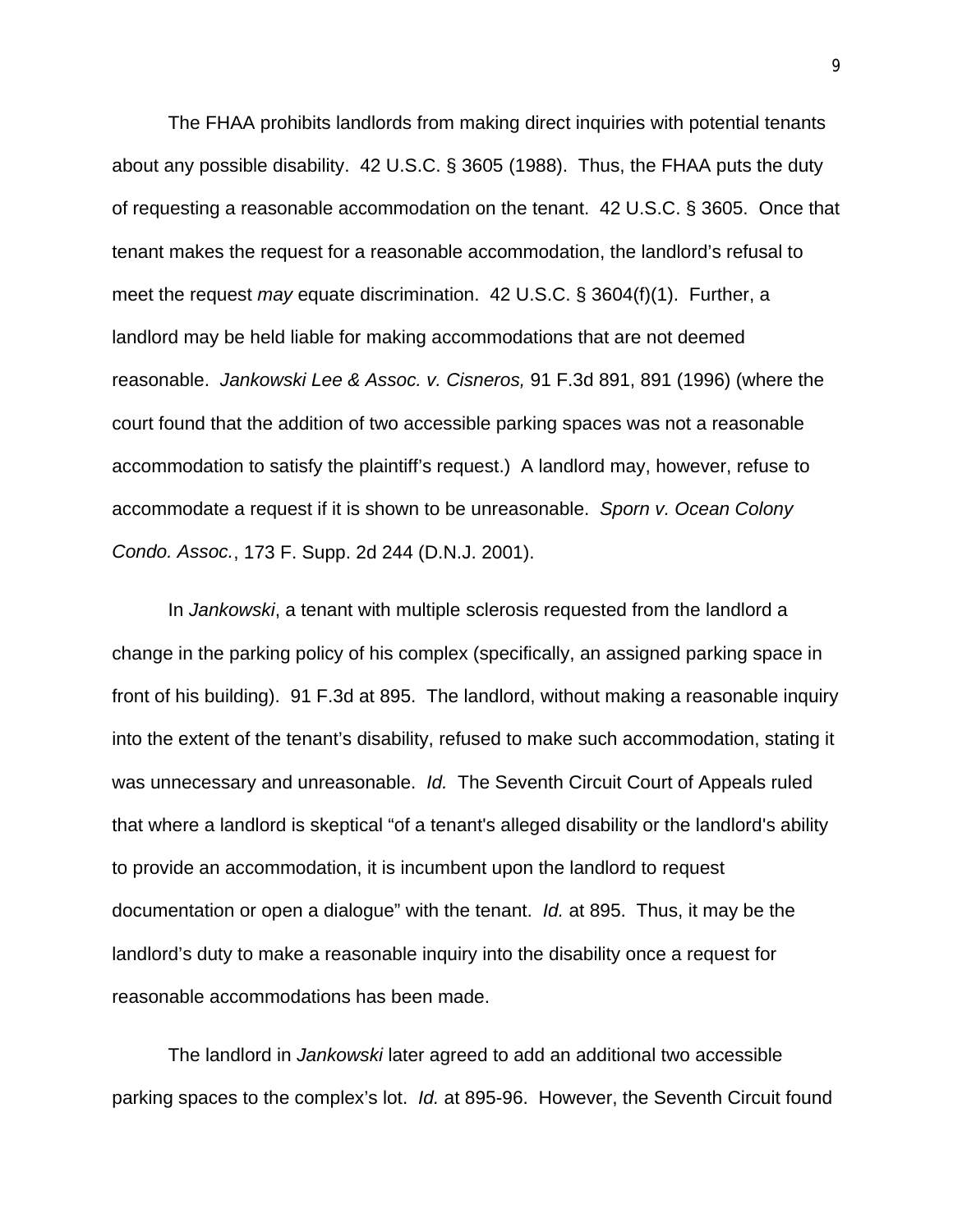The FHAA prohibits landlords from making direct inquiries with potential tenants about any possible disability. 42 U.S.C. § 3605 (1988). Thus, the FHAA puts the duty of requesting a reasonable accommodation on the tenant. 42 U.S.C. § 3605. Once that tenant makes the request for a reasonable accommodation, the landlord's refusal to meet the request *may* equate discrimination. 42 U.S.C. § 3604(f)(1). Further, a landlord may be held liable for making accommodations that are not deemed reasonable. *Jankowski Lee & Assoc. v. Cisneros,* 91 F.3d 891, 891 (1996) (where the court found that the addition of two accessible parking spaces was not a reasonable accommodation to satisfy the plaintiff's request.) A landlord may, however, refuse to accommodate a request if it is shown to be unreasonable. *Sporn v. Ocean Colony Condo. Assoc.*, 173 F. Supp. 2d 244 (D.N.J. 2001).

In *Jankowski*, a tenant with multiple sclerosis requested from the landlord a change in the parking policy of his complex (specifically, an assigned parking space in front of his building). 91 F.3d at 895. The landlord, without making a reasonable inquiry into the extent of the tenant's disability, refused to make such accommodation, stating it was unnecessary and unreasonable. *Id.* The Seventh Circuit Court of Appeals ruled that where a landlord is skeptical "of a tenant's alleged disability or the landlord's ability to provide an accommodation, it is incumbent upon the landlord to request documentation or open a dialogue" with the tenant. *Id.* at 895. Thus, it may be the landlord's duty to make a reasonable inquiry into the disability once a request for reasonable accommodations has been made.

The landlord in *Jankowski* later agreed to add an additional two accessible parking spaces to the complex's lot. *Id.* at 895-96. However, the Seventh Circuit found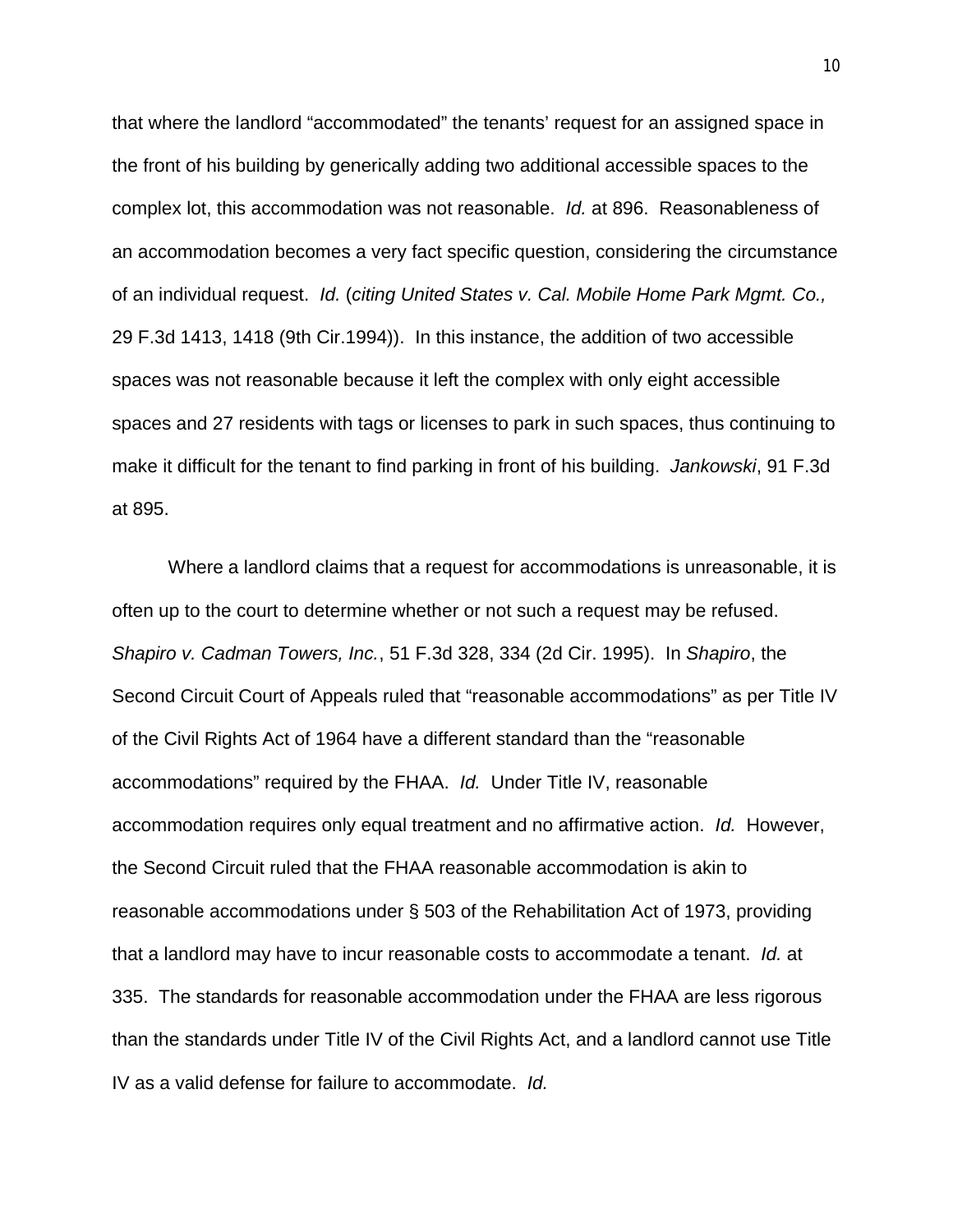that where the landlord "accommodated" the tenants' request for an assigned space in the front of his building by generically adding two additional accessible spaces to the complex lot, this accommodation was not reasonable. *Id.* at 896. Reasonableness of an accommodation becomes a very fact specific question, considering the circumstance of an individual request. *Id.* (*citing United States v. Cal. Mobile Home Park Mgmt. Co.,* 29 F.3d 1413, 1418 (9th Cir.1994)). In this instance, the addition of two accessible spaces was not reasonable because it left the complex with only eight accessible spaces and 27 residents with tags or licenses to park in such spaces, thus continuing to make it difficult for the tenant to find parking in front of his building. *Jankowski*, 91 F.3d at 895.

Where a landlord claims that a request for accommodations is unreasonable, it is often up to the court to determine whether or not such a request may be refused. *Shapiro v. Cadman Towers, Inc.*, 51 F.3d 328, 334 (2d Cir. 1995). In *Shapiro*, the Second Circuit Court of Appeals ruled that "reasonable accommodations" as per Title IV of the Civil Rights Act of 1964 have a different standard than the "reasonable accommodations" required by the FHAA. *Id.* Under Title IV, reasonable accommodation requires only equal treatment and no affirmative action. *Id.* However, the Second Circuit ruled that the FHAA reasonable accommodation is akin to reasonable accommodations under § 503 of the Rehabilitation Act of 1973, providing that a landlord may have to incur reasonable costs to accommodate a tenant. *Id.* at 335. The standards for reasonable accommodation under the FHAA are less rigorous than the standards under Title IV of the Civil Rights Act, and a landlord cannot use Title IV as a valid defense for failure to accommodate. *Id.*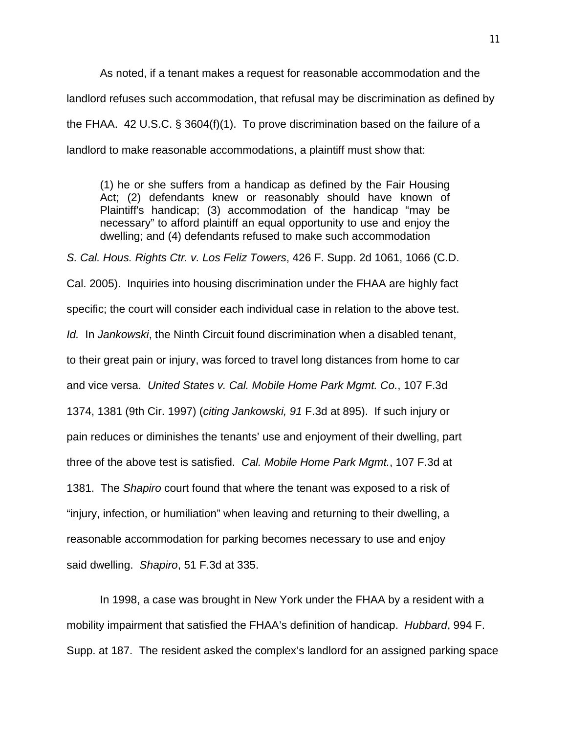As noted, if a tenant makes a request for reasonable accommodation and the landlord refuses such accommodation, that refusal may be discrimination as defined by the FHAA. 42 U.S.C. § 3604(f)(1). To prove discrimination based on the failure of a landlord to make reasonable accommodations, a plaintiff must show that:

> (1) he or she suffers from a handicap as defined by the Fair Housing Act; (2) defendants knew or reasonably should have known of Plaintiff's handicap; (3) accommodation of the handicap "may be necessary" to afford plaintiff an equal opportunity to use and enjoy the dwelling; and (4) defendants refused to make such accommodation

*S. Cal. Hous. Rights Ctr. v. Los Feliz Towers*, 426 F. Supp. 2d 1061, 1066 (C.D. Cal. 2005). Inquiries into housing discrimination under the FHAA are highly fact specific; the court will consider each individual case in relation to the above test. *Id.* In *Jankowski*, the Ninth Circuit found discrimination when a disabled tenant, to their great pain or injury, was forced to travel long distances from home to car and vice versa. *United States v. Cal. Mobile Home Park Mgmt. Co.*, 107 F.3d 1374, 1381 (9th Cir. 1997) (*citing Jankowski, 91* F.3d at 895). If such injury or pain reduces or diminishes the tenants' use and enjoyment of their dwelling, part three of the above test is satisfied. *Cal. Mobile Home Park Mgmt.*, 107 F.3d at 1381. The *Shapiro* court found that where the tenant was exposed to a risk of "injury, infection, or humiliation" when leaving and returning to their dwelling, a reasonable accommodation for parking becomes necessary to use and enjoy said dwelling. *Shapiro*, 51 F.3d at 335.

In 1998, a case was brought in New York under the FHAA by a resident with a mobility impairment that satisfied the FHAA's definition of handicap. *Hubbard*, 994 F. Supp. at 187. The resident asked the complex's landlord for an assigned parking space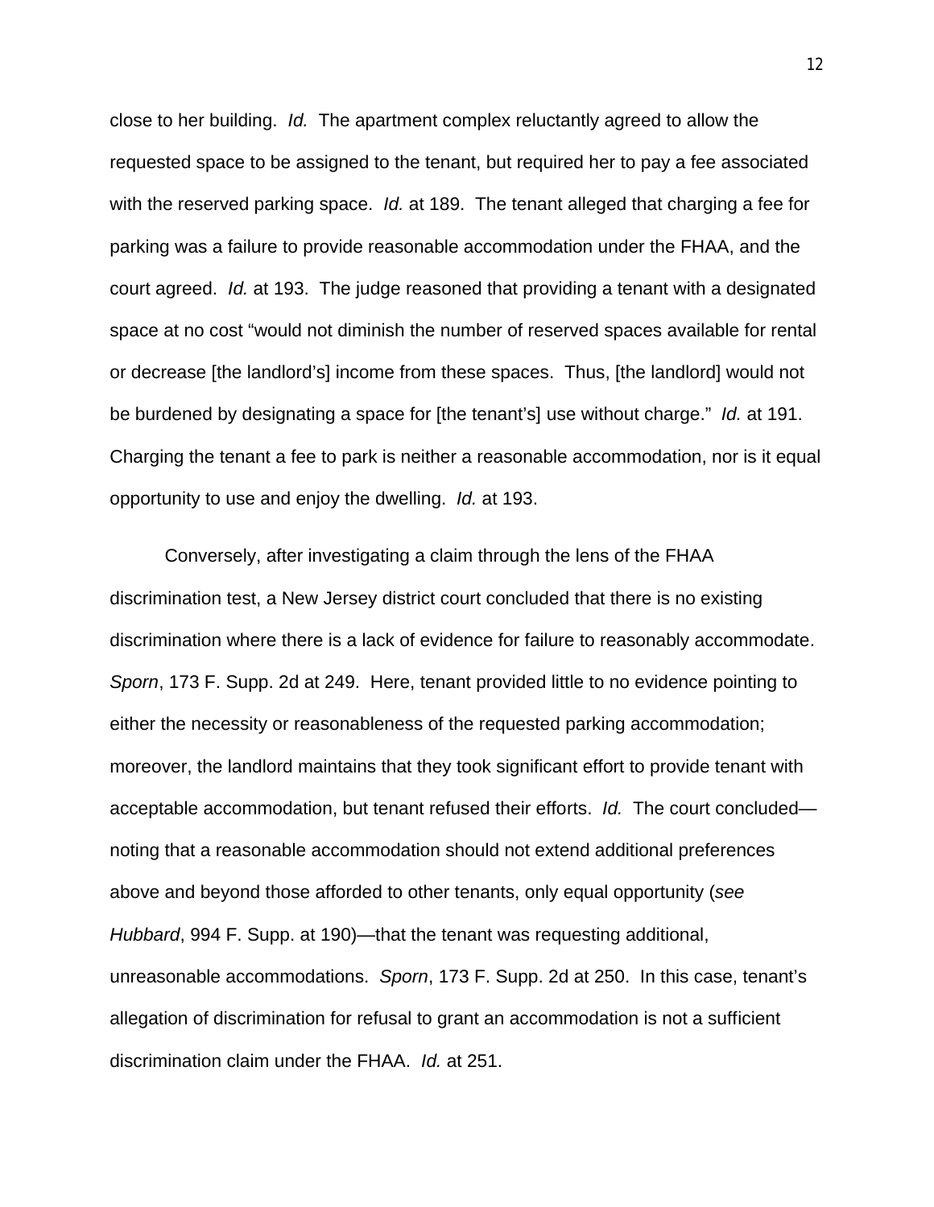close to her building. *Id.* The apartment complex reluctantly agreed to allow the requested space to be assigned to the tenant, but required her to pay a fee associated with the reserved parking space. *Id.* at 189. The tenant alleged that charging a fee for parking was a failure to provide reasonable accommodation under the FHAA, and the court agreed. *Id.* at 193. The judge reasoned that providing a tenant with a designated space at no cost "would not diminish the number of reserved spaces available for rental or decrease [the landlord's] income from these spaces. Thus, [the landlord] would not be burdened by designating a space for [the tenant's] use without charge." *Id.* at 191. Charging the tenant a fee to park is neither a reasonable accommodation, nor is it equal opportunity to use and enjoy the dwelling. *Id.* at 193.

Conversely, after investigating a claim through the lens of the FHAA discrimination test, a New Jersey district court concluded that there is no existing discrimination where there is a lack of evidence for failure to reasonably accommodate. *Sporn*, 173 F. Supp. 2d at 249. Here, tenant provided little to no evidence pointing to either the necessity or reasonableness of the requested parking accommodation; moreover, the landlord maintains that they took significant effort to provide tenant with acceptable accommodation, but tenant refused their efforts. *Id.* The court concluded—noting that a reasonable accommodation should not extend additional preferences above and beyond those afforded to other tenants, only equal opportunity (*see Hubbard*, 994 F. Supp. at 190)—that the tenant was requesting additional, unreasonable accommodations. *Sporn*, 173 F. Supp. 2d at 250. In this case, tenant's allegation of discrimination for refusal to grant an accommodation is not a sufficient discrimination claim under the FHAA. *Id.* at 251.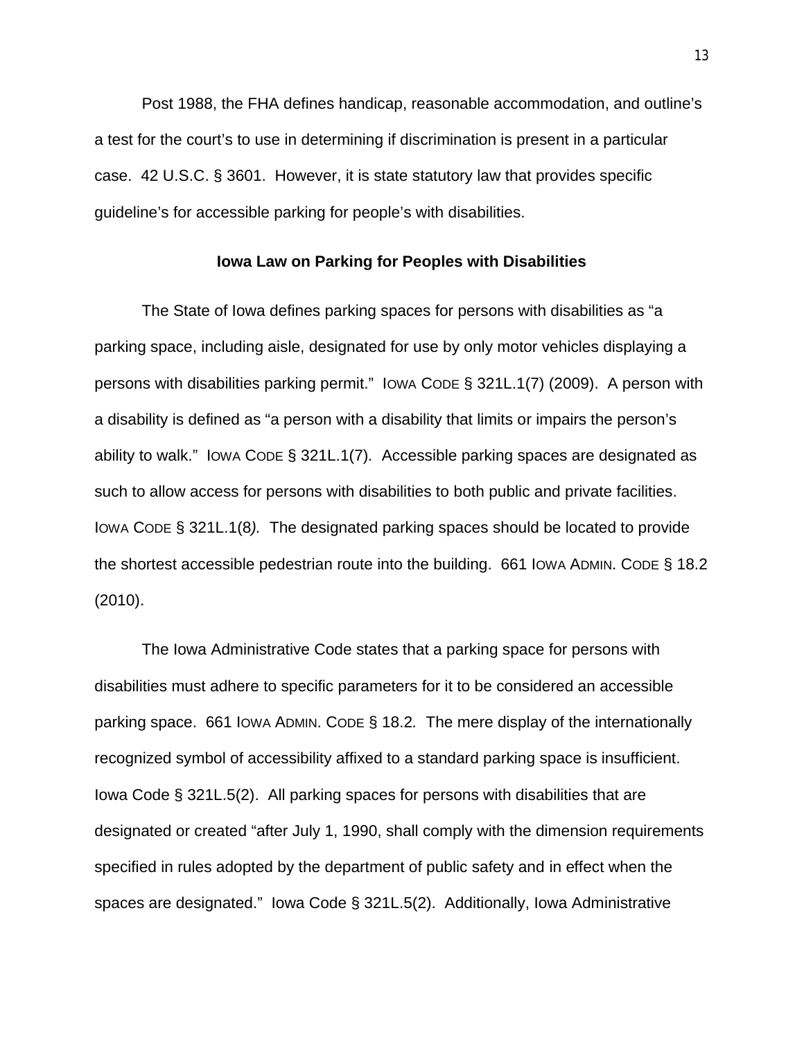Post 1988, the FHA defines handicap, reasonable accommodation, and outline's a test for the court's to use in determining if discrimination is present in a particular case. 42 U.S.C. § 3601. However, it is state statutory law that provides specific guideline's for accessible parking for people's with disabilities.

### Iowa Law on Parking for Peoples with Disabilities

The State of Iowa defines parking spaces for persons with disabilities as "a parking space, including aisle, designated for use by only motor vehicles displaying a persons with disabilities parking permit." IOWA CODE § 321L.1(7) (2009). A person with a disability is defined as "a person with a disability that limits or impairs the person's ability to walk." IOWA CODE § 321L.1(7). Accessible parking spaces are designated as such to allow access for persons with disabilities to both public and private facilities. IOWA CODE § 321L.1(8*).* The designated parking spaces should be located to provide the shortest accessible pedestrian route into the building. 661 IOWA ADMIN. CODE § 18.2 (2010).

The Iowa Administrative Code states that a parking space for persons with disabilities must adhere to specific parameters for it to be considered an accessible parking space. 661 IOWA ADMIN. CODE § 18.2*.* The mere display of the internationally recognized symbol of accessibility affixed to a standard parking space is insufficient. Iowa Code § 321L.5(2). All parking spaces for persons with disabilities that are designated or created "after July 1, 1990, shall comply with the dimension requirements specified in rules adopted by the department of public safety and in effect when the spaces are designated." Iowa Code § 321L.5(2). Additionally, Iowa Administrative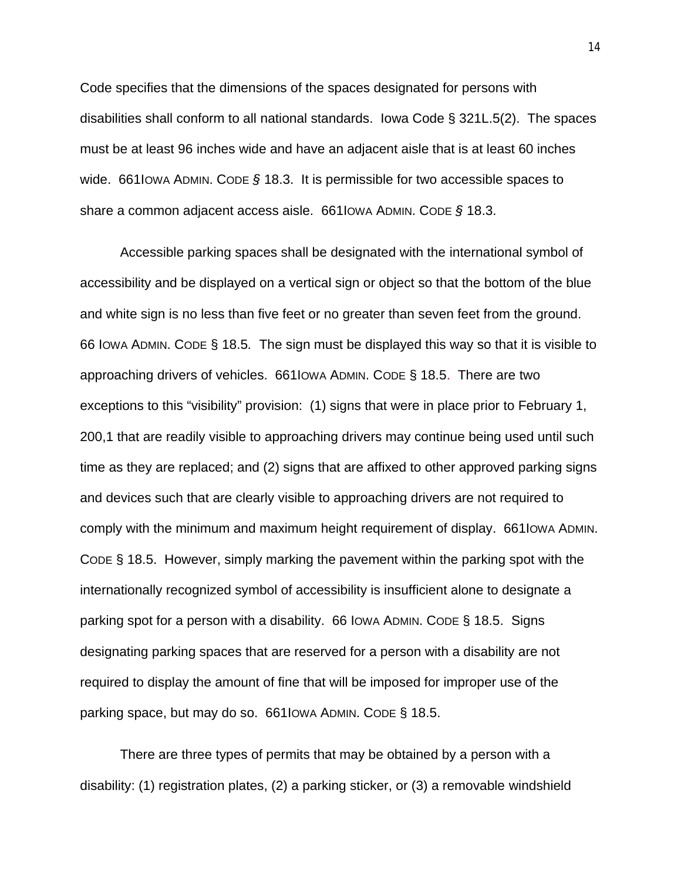Code specifies that the dimensions of the spaces designated for persons with disabilities shall conform to all national standards. Iowa Code § 321L.5(2). The spaces must be at least 96 inches wide and have an adjacent aisle that is at least 60 inches wide. 661IOWA ADMIN. CODE *§* 18.3. It is permissible for two accessible spaces to share a common adjacent access aisle. 661IOWA ADMIN. CODE *§* 18.3.

Accessible parking spaces shall be designated with the international symbol of accessibility and be displayed on a vertical sign or object so that the bottom of the blue and white sign is no less than five feet or no greater than seven feet from the ground. 66 IOWA ADMIN. CODE § 18.5. The sign must be displayed this way so that it is visible to approaching drivers of vehicles. 661IOWA ADMIN. CODE § 18.5. There are two exceptions to this "visibility" provision: (1) signs that were in place prior to February 1, 200,1 that are readily visible to approaching drivers may continue being used until such time as they are replaced; and (2) signs that are affixed to other approved parking signs and devices such that are clearly visible to approaching drivers are not required to comply with the minimum and maximum height requirement of display. 661IOWA ADMIN. CODE § 18.5. However, simply marking the pavement within the parking spot with the internationally recognized symbol of accessibility is insufficient alone to designate a parking spot for a person with a disability. 66 IOWA ADMIN. CODE § 18.5. Signs designating parking spaces that are reserved for a person with a disability are not required to display the amount of fine that will be imposed for improper use of the parking space, but may do so. 661IOWA ADMIN. CODE § 18.5.

There are three types of permits that may be obtained by a person with a disability: (1) registration plates, (2) a parking sticker, or (3) a removable windshield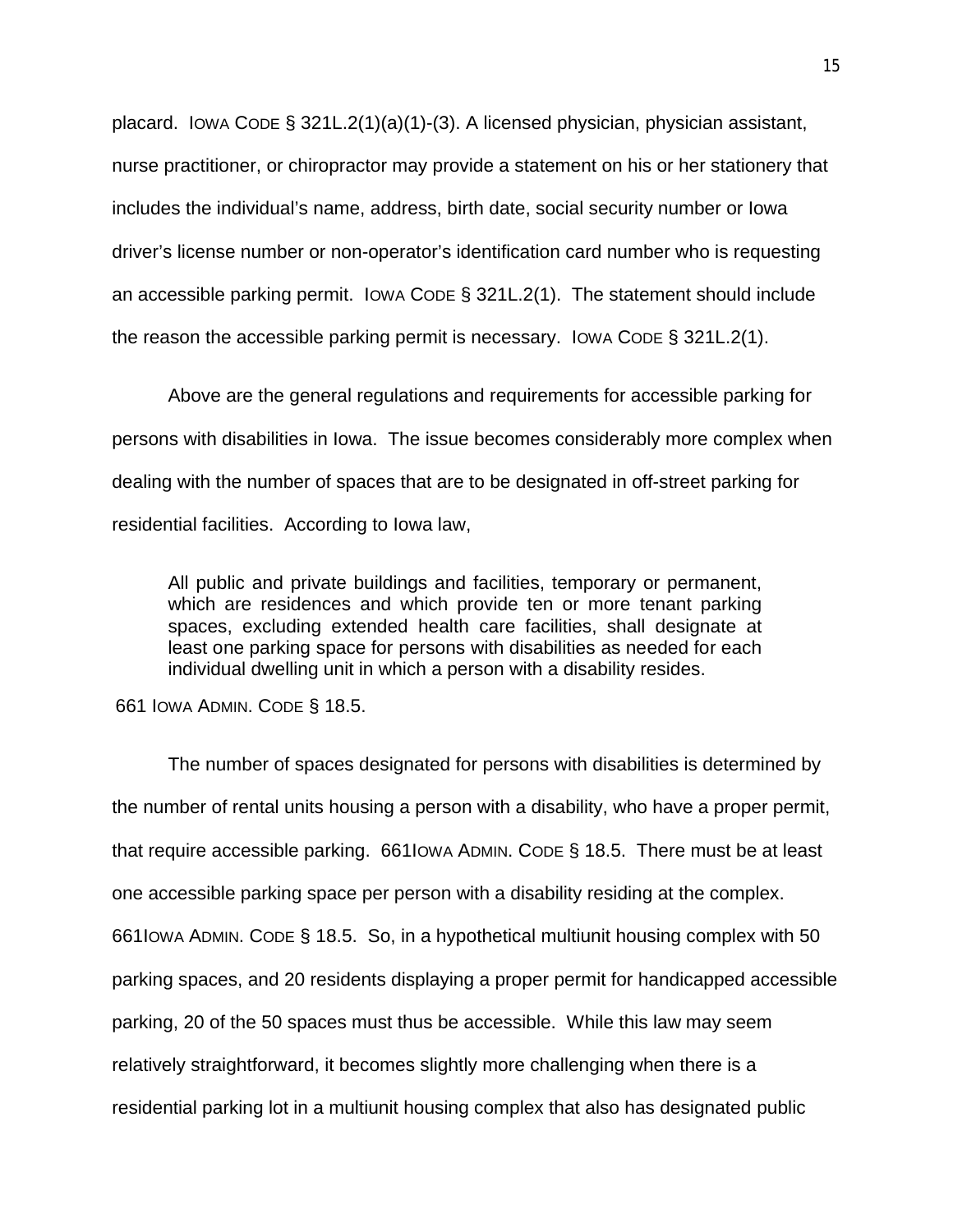placard. IOWA CODE § 321L.2(1)(a)(1)-(3). A licensed physician, physician assistant, nurse practitioner, or chiropractor may provide a statement on his or her stationery that includes the individual's name, address, birth date, social security number or Iowa driver's license number or non-operator's identification card number who is requesting an accessible parking permit. IOWA CODE § 321L.2(1). The statement should include the reason the accessible parking permit is necessary. IOWA CODE § 321L.2(1).

Above are the general regulations and requirements for accessible parking for persons with disabilities in Iowa. The issue becomes considerably more complex when dealing with the number of spaces that are to be designated in off-street parking for residential facilities. According to Iowa law,

> All public and private buildings and facilities, temporary or permanent, which are residences and which provide ten or more tenant parking spaces, excluding extended health care facilities, shall designate at least one parking space for persons with disabilities as needed for each individual dwelling unit in which a person with a disability resides.

661 IOWA ADMIN. CODE § 18.5.

The number of spaces designated for persons with disabilities is determined by the number of rental units housing a person with a disability, who have a proper permit, that require accessible parking. 661IOWA ADMIN. CODE § 18.5. There must be at least one accessible parking space per person with a disability residing at the complex. 661IOWA ADMIN. CODE § 18.5. So, in a hypothetical multiunit housing complex with 50 parking spaces, and 20 residents displaying a proper permit for handicapped accessible parking, 20 of the 50 spaces must thus be accessible. While this law may seem relatively straightforward, it becomes slightly more challenging when there is a residential parking lot in a multiunit housing complex that also has designated public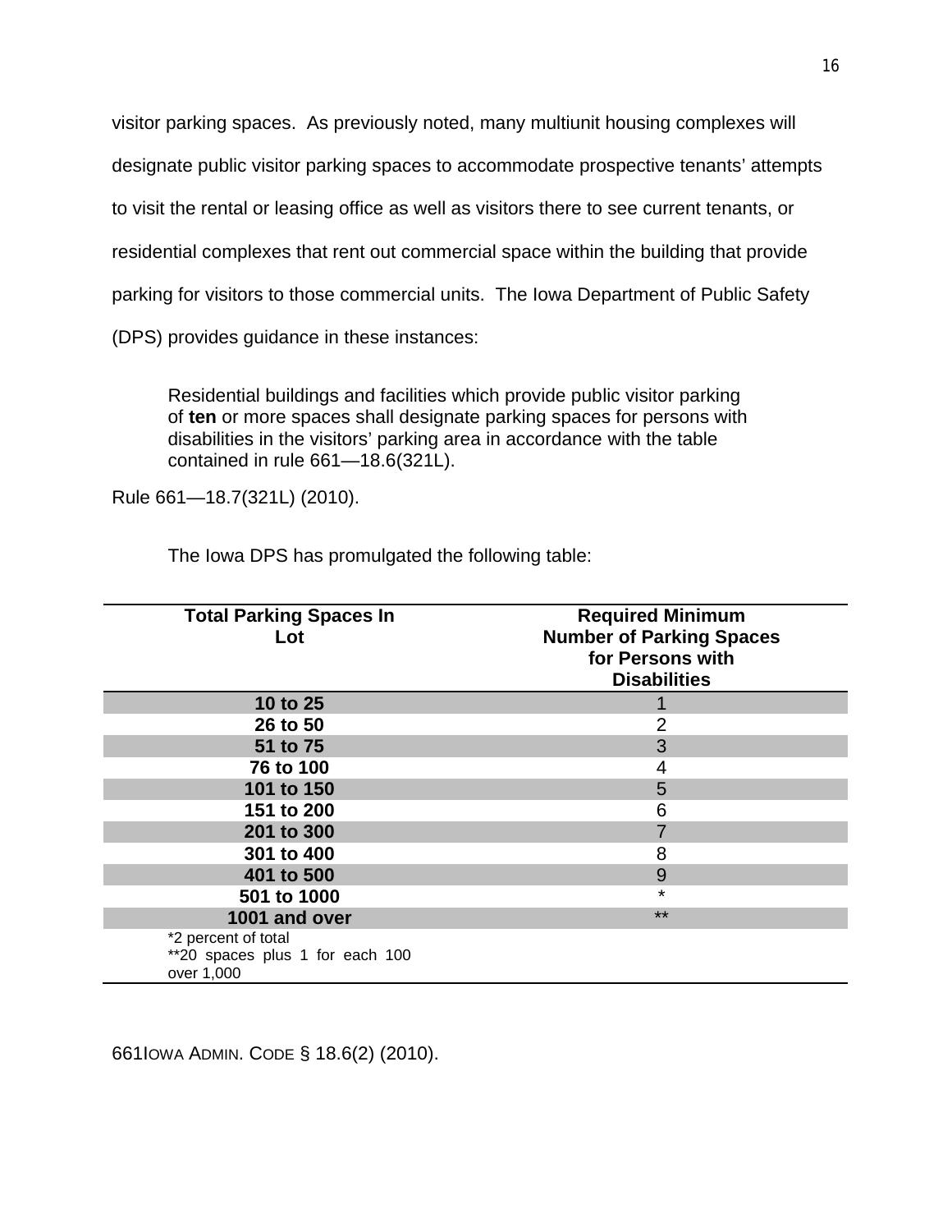visitor parking spaces. As previously noted, many multiunit housing complexes will designate public visitor parking spaces to accommodate prospective tenants' attempts to visit the rental or leasing office as well as visitors there to see current tenants, or residential complexes that rent out commercial space within the building that provide parking for visitors to those commercial units. The Iowa Department of Public Safety (DPS) provides guidance in these instances:

> Residential buildings and facilities which provide public visitor parking of **ten** or more spaces shall designate parking spaces for persons with disabilities in the visitors' parking area in accordance with the table contained in rule 661—18.6(321L).

Rule 661—18.7(321L) (2010).

The Iowa DPS has promulgated the following table:

| Total Parking Spaces In Lot | Required Minimum Number of Parking Spaces for Persons with Disabilities |
|---|---|
| **10 to 25** | 1 |
| **26 to 50** | 2 |
| **51 to 75** | 3 |
| **76 to 100** | 4 |
| **101 to 150** | 5 |
| **151 to 200** | 6 |
| **201 to 300** | 7 |
| **301 to 400** | 8 |
| **401 to 500** | 9 |
| **501 to 1000** | * |
| **1001 and over** | ** |

*2 percent of total
**20 spaces plus 1 for each 100 over 1,000

661 IOWA ADMIN. CODE § 18.6(2) (2010).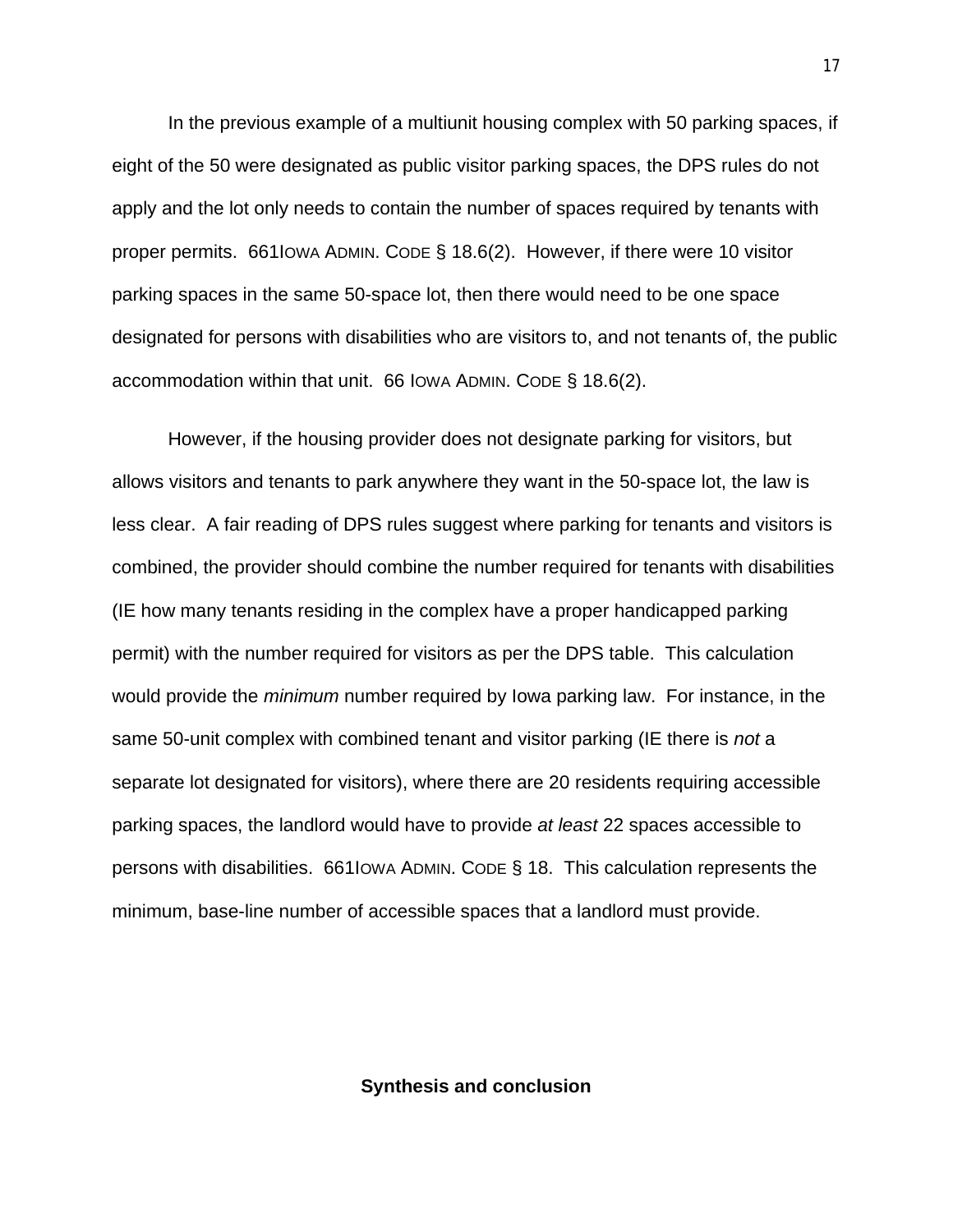In the previous example of a multiunit housing complex with 50 parking spaces, if eight of the 50 were designated as public visitor parking spaces, the DPS rules do not apply and the lot only needs to contain the number of spaces required by tenants with proper permits. 661IOWA ADMIN. CODE § 18.6(2). However, if there were 10 visitor parking spaces in the same 50-space lot, then there would need to be one space designated for persons with disabilities who are visitors to, and not tenants of, the public accommodation within that unit. 66 IOWA ADMIN. CODE § 18.6(2).

However, if the housing provider does not designate parking for visitors, but allows visitors and tenants to park anywhere they want in the 50-space lot, the law is less clear. A fair reading of DPS rules suggest where parking for tenants and visitors is combined, the provider should combine the number required for tenants with disabilities (IE how many tenants residing in the complex have a proper handicapped parking permit) with the number required for visitors as per the DPS table. This calculation would provide the *minimum* number required by Iowa parking law. For instance, in the same 50-unit complex with combined tenant and visitor parking (IE there is *not* a separate lot designated for visitors), where there are 20 residents requiring accessible parking spaces, the landlord would have to provide *at least* 22 spaces accessible to persons with disabilities. 661IOWA ADMIN. CODE § 18. This calculation represents the minimum, base-line number of accessible spaces that a landlord must provide.

**Synthesis and conclusion**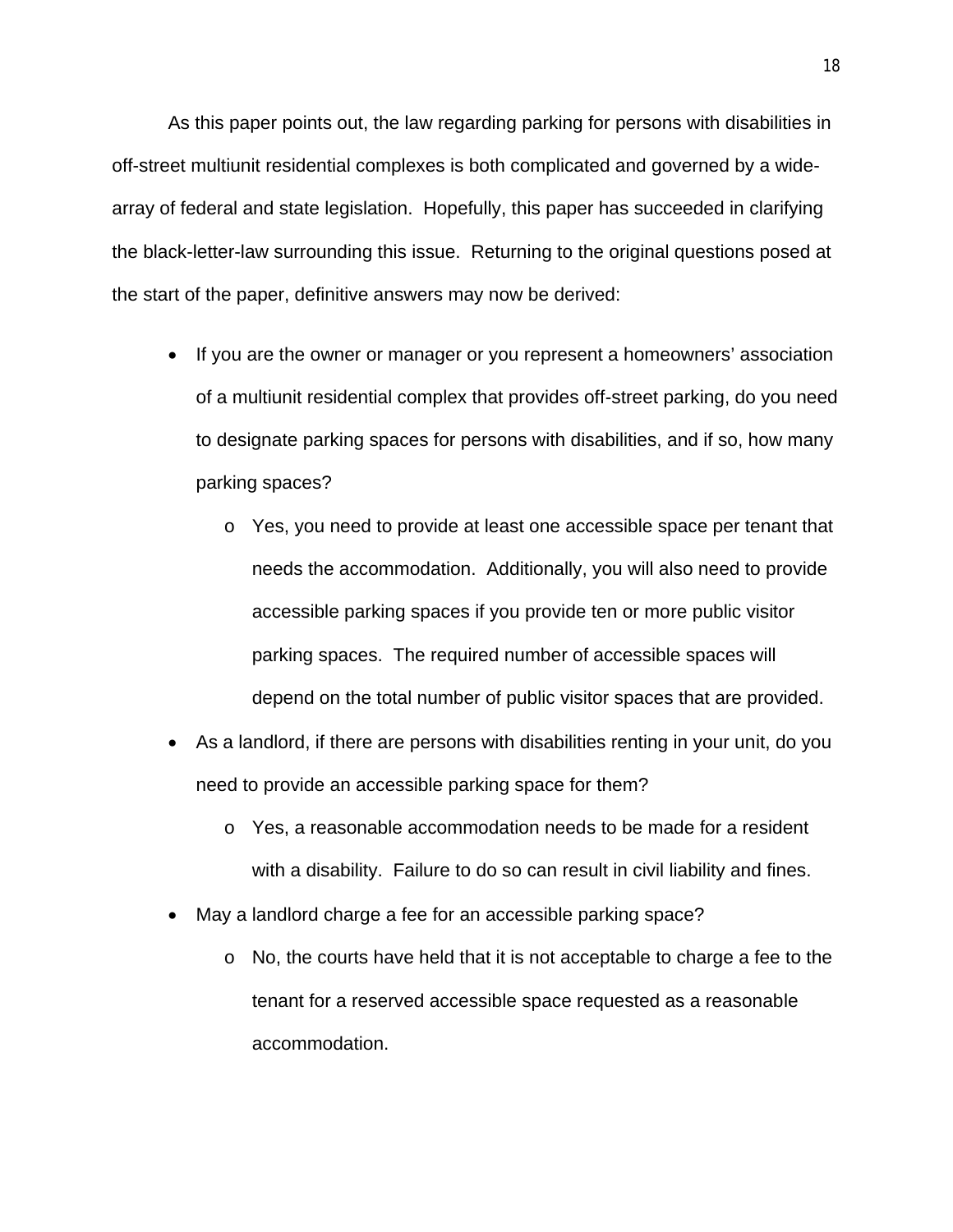As this paper points out, the law regarding parking for persons with disabilities in off-street multiunit residential complexes is both complicated and governed by a wide-array of federal and state legislation. Hopefully, this paper has succeeded in clarifying the black-letter-law surrounding this issue. Returning to the original questions posed at the start of the paper, definitive answers may now be derived:

- If you are the owner or manager or you represent a homeowners' association of a multiunit residential complex that provides off-street parking, do you need to designate parking spaces for persons with disabilities, and if so, how many parking spaces?
  - Yes, you need to provide at least one accessible space per tenant that needs the accommodation. Additionally, you will also need to provide accessible parking spaces if you provide ten or more public visitor parking spaces. The required number of accessible spaces will depend on the total number of public visitor spaces that are provided.
- As a landlord, if there are persons with disabilities renting in your unit, do you need to provide an accessible parking space for them?
  - Yes, a reasonable accommodation needs to be made for a resident with a disability. Failure to do so can result in civil liability and fines.
- May a landlord charge a fee for an accessible parking space?
  - No, the courts have held that it is not acceptable to charge a fee to the tenant for a reserved accessible space requested as a reasonable accommodation.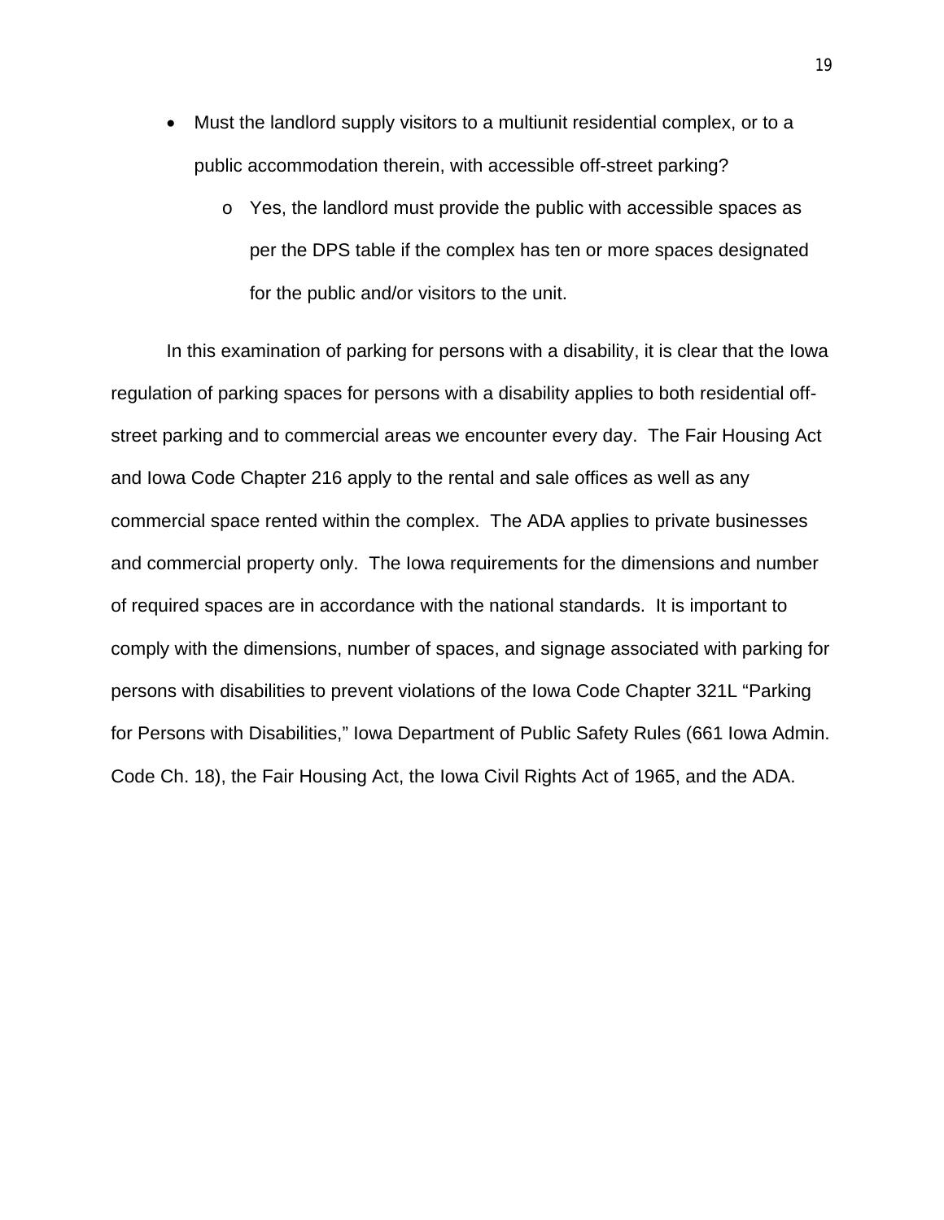- Must the landlord supply visitors to a multiunit residential complex, or to a public accommodation therein, with accessible off-street parking?
  - Yes, the landlord must provide the public with accessible spaces as per the DPS table if the complex has ten or more spaces designated for the public and/or visitors to the unit.

In this examination of parking for persons with a disability, it is clear that the Iowa regulation of parking spaces for persons with a disability applies to both residential off-street parking and to commercial areas we encounter every day. The Fair Housing Act and Iowa Code Chapter 216 apply to the rental and sale offices as well as any commercial space rented within the complex. The ADA applies to private businesses and commercial property only. The Iowa requirements for the dimensions and number of required spaces are in accordance with the national standards. It is important to comply with the dimensions, number of spaces, and signage associated with parking for persons with disabilities to prevent violations of the Iowa Code Chapter 321L "Parking for Persons with Disabilities," Iowa Department of Public Safety Rules (661 Iowa Admin. Code Ch. 18), the Fair Housing Act, the Iowa Civil Rights Act of 1965, and the ADA.